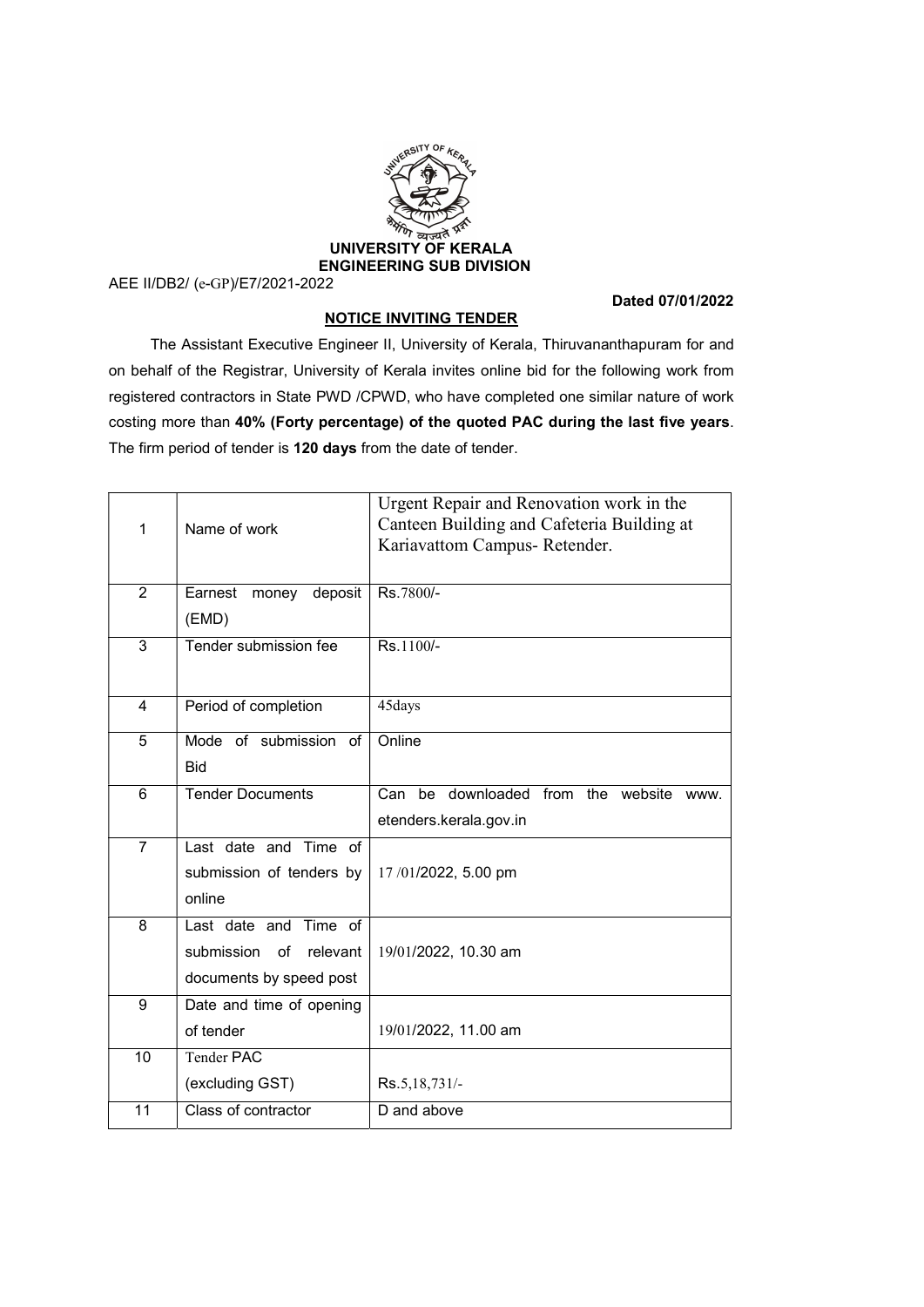# UNIVERSITY OF KERALA
## ENGINEERING SUB DIVISION

AEE II/DB2/ (e-GP)/E7/2021-2022

**Dated 07/01/2022**

**NOTICE INVITING TENDER**

The Assistant Executive Engineer II, University of Kerala, Thiruvananthapuram for and on behalf of the Registrar, University of Kerala invites online bid for the following work from registered contractors in State PWD /CPWD, who have completed one similar nature of work costing more than **40% (Forty percentage) of the quoted PAC during the last five years**. The firm period of tender is **120 days** from the date of tender.

| | | |
|---|---|---|
| 1 | Name of work | Urgent Repair and Renovation work in the Canteen Building and Cafeteria Building at Kariavattom Campus- Retender. |
| 2 | Earnest money deposit (EMD) | Rs.7800/- |
| 3 | Tender submission fee | Rs.1100/- |
| 4 | Period of completion | 45days |
| 5 | Mode of submission of Bid | Online |
| 6 | Tender Documents | Can be downloaded from the website www. etenders.kerala.gov.in |
| 7 | Last date and Time of submission of tenders by online | 17 /01/2022, 5.00 pm |
| 8 | Last date and Time of submission of relevant documents by speed post | 19/01/2022, 10.30 am |
| 9 | Date and time of opening of tender | 19/01/2022, 11.00 am |
| 10 | Tender PAC (excluding GST) | Rs.5,18,731/- |
| 11 | Class of contractor | D and above |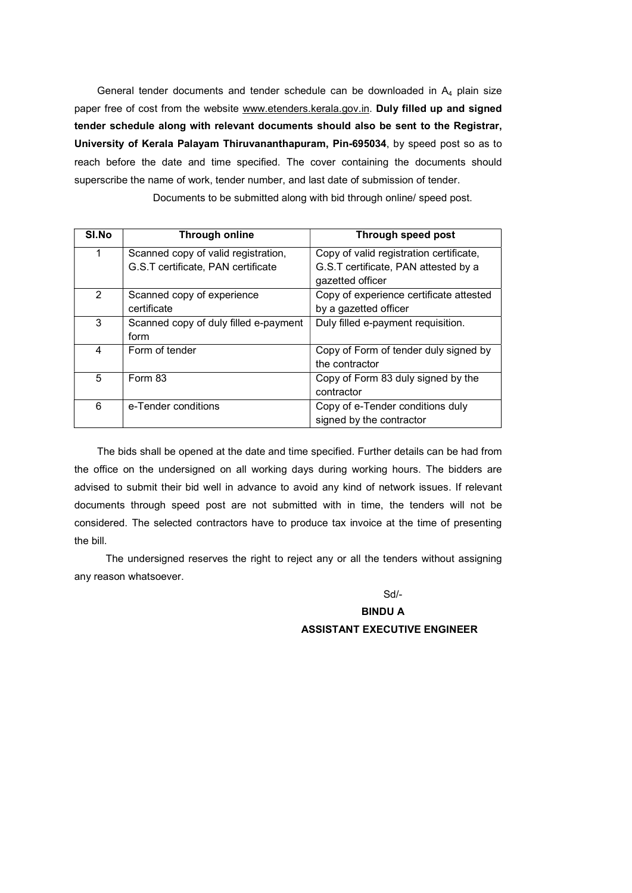General tender documents and tender schedule can be downloaded in $A_4$ plain size paper free of cost from the website www.etenders.kerala.gov.in. **Duly filled up and signed tender schedule along with relevant documents should also be sent to the Registrar, University of Kerala Palayam Thiruvananthapuram, Pin-695034**, by speed post so as to reach before the date and time specified. The cover containing the documents should superscribe the name of work, tender number, and last date of submission of tender.

Documents to be submitted along with bid through online/ speed post.

| Sl.No | Through online | Through speed post |
|---|---|---|
| 1 | Scanned copy of valid registration, G.S.T certificate, PAN certificate | Copy of valid registration certificate, G.S.T certificate, PAN attested by a gazetted officer |
| 2 | Scanned copy of experience certificate | Copy of experience certificate attested by a gazetted officer |
| 3 | Scanned copy of duly filled e-payment form | Duly filled e-payment requisition. |
| 4 | Form of tender | Copy of Form of tender duly signed by the contractor |
| 5 | Form 83 | Copy of Form 83 duly signed by the contractor |
| 6 | e-Tender conditions | Copy of e-Tender conditions duly signed by the contractor |

The bids shall be opened at the date and time specified. Further details can be had from the office on the undersigned on all working days during working hours. The bidders are advised to submit their bid well in advance to avoid any kind of network issues. If relevant documents through speed post are not submitted with in time, the tenders will not be considered. The selected contractors have to produce tax invoice at the time of presenting the bill.

The undersigned reserves the right to reject any or all the tenders without assigning any reason whatsoever.

Sd/-

**BINDU A**

**ASSISTANT EXECUTIVE ENGINEER**